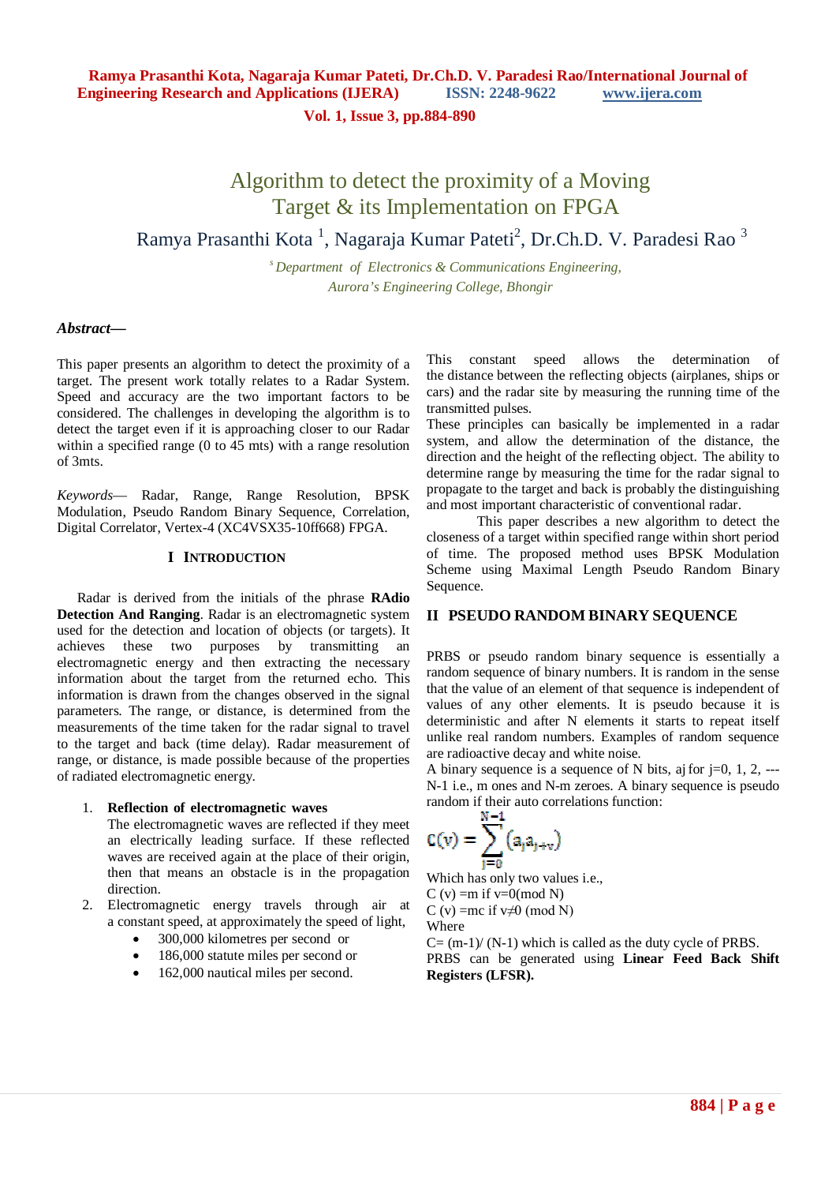# Algorithm to detect the proximity of a Moving Target & its Implementation on FPGA

Ramya Prasanthi Kota [1], Nagaraja Kumar Pateti[2], Dr.Ch.D. V. Paradesi Rao [3]

[s] *Department of Electronics & Communications Engineering, Aurora's Engineering College, Bhongir*

***Abstract—***

This paper presents an algorithm to detect the proximity of a target. The present work totally relates to a Radar System. Speed and accuracy are the two important factors to be considered. The challenges in developing the algorithm is to detect the target even if it is approaching closer to our Radar within a specified range (0 to 45 mts) with a range resolution of 3mts.

*Keywords*— Radar, Range, Range Resolution, BPSK Modulation, Pseudo Random Binary Sequence, Correlation, Digital Correlator, Vertex-4 (XC4VSX35-10ff668) FPGA.

## I INTRODUCTION

Radar is derived from the initials of the phrase **RAdio Detection And Ranging**. Radar is an electromagnetic system used for the detection and location of objects (or targets). It achieves these two purposes by transmitting an electromagnetic energy and then extracting the necessary information about the target from the returned echo. This information is drawn from the changes observed in the signal parameters. The range, or distance, is determined from the measurements of the time taken for the radar signal to travel to the target and back (time delay). Radar measurement of range, or distance, is made possible because of the properties of radiated electromagnetic energy.

1. **Reflection of electromagnetic waves**
   The electromagnetic waves are reflected if they meet an electrically leading surface. If these reflected waves are received again at the place of their origin, then that means an obstacle is in the propagation direction.
2. Electromagnetic energy travels through air at a constant speed, at approximately the speed of light,
   - 300,000 kilometres per second or
   - 186,000 statute miles per second or
   - 162,000 nautical miles per second.

This constant speed allows the determination of the distance between the reflecting objects (airplanes, ships or cars) and the radar site by measuring the running time of the transmitted pulses.

These principles can basically be implemented in a radar system, and allow the determination of the distance, the direction and the height of the reflecting object. The ability to determine range by measuring the time for the radar signal to propagate to the target and back is probably the distinguishing and most important characteristic of conventional radar.

This paper describes a new algorithm to detect the closeness of a target within specified range within short period of time. The proposed method uses BPSK Modulation Scheme using Maximal Length Pseudo Random Binary Sequence.

## II PSEUDO RANDOM BINARY SEQUENCE

PRBS or pseudo random binary sequence is essentially a random sequence of binary numbers. It is random in the sense that the value of an element of that sequence is independent of values of any other elements. It is pseudo because it is deterministic and after N elements it starts to repeat itself unlike real random numbers. Examples of random sequence are radioactive decay and white noise.

A binary sequence is a sequence of N bits, $a_j$ for j=0, 1, 2, --- N-1 i.e., m ones and N-m zeroes. A binary sequence is pseudo random if their auto correlations function:

$$C(v) = \sum_{j=0}^{N-1} (a_j a_{j+v})$$

Which has only two values i.e.,

C (v) =m if v=0(mod N)

C (v) =mc if v≠0 (mod N)

Where

C= (m-1)/ (N-1) which is called as the duty cycle of PRBS.

PRBS can be generated using **Linear Feed Back Shift Registers (LFSR).**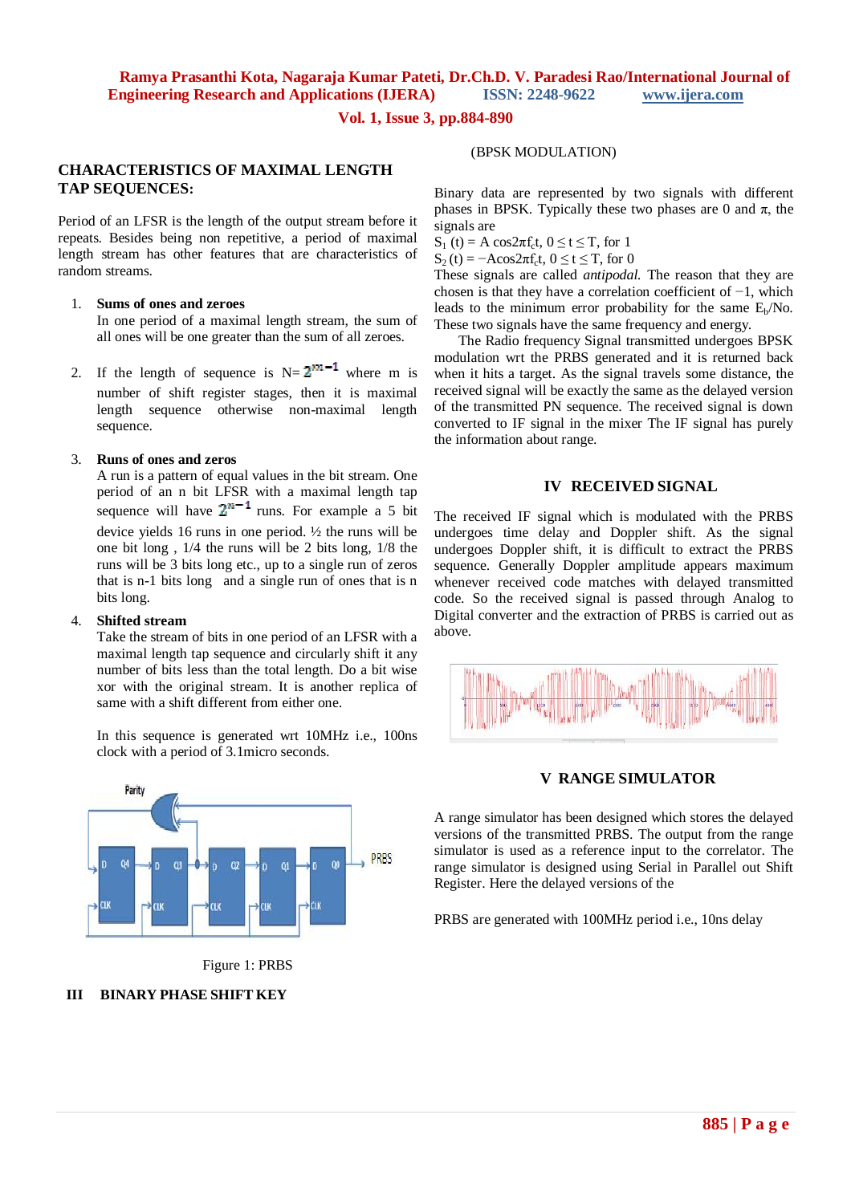## CHARACTERISTICS OF MAXIMAL LENGTH TAP SEQUENCES:

Period of an LFSR is the length of the output stream before it repeats. Besides being non repetitive, a period of maximal length stream has other features that are characteristics of random streams.

1. **Sums of ones and zeroes**
   In one period of a maximal length stream, the sum of all ones will be one greater than the sum of all zeroes.

2. If the length of sequence is N= $2^{m-1}$ where m is number of shift register stages, then it is maximal length sequence otherwise non-maximal length sequence.

3. **Runs of ones and zeros**
   A run is a pattern of equal values in the bit stream. One period of an n bit LFSR with a maximal length tap sequence will have $2^{n-1}$ runs. For example a 5 bit device yields 16 runs in one period. ½ the runs will be one bit long , 1/4 the runs will be 2 bits long, 1/8 the runs will be 3 bits long etc., up to a single run of zeros that is n-1 bits long and a single run of ones that is n bits long.

4. **Shifted stream**
   Take the stream of bits in one period of an LFSR with a maximal length tap sequence and circularly shift it any number of bits less than the total length. Do a bit wise xor with the original stream. It is another replica of same with a shift different from either one.

   In this sequence is generated wrt 10MHz i.e., 100ns clock with a period of 3.1micro seconds.

Figure 1: PRBS

## III BINARY PHASE SHIFT KEY

(BPSK MODULATION)

Binary data are represented by two signals with different phases in BPSK. Typically these two phases are 0 and π, the signals are

$S_1$ (t) = A cos2π$f_c$t, 0 ≤ t ≤ T, for 1

$S_2$ (t) = −Acos2π$f_c$t, 0 ≤ t ≤ T, for 0

These signals are called *antipodal.* The reason that they are chosen is that they have a correlation coefficient of −1, which leads to the minimum error probability for the same $E_b$/No. These two signals have the same frequency and energy.

The Radio frequency Signal transmitted undergoes BPSK modulation wrt the PRBS generated and it is returned back when it hits a target. As the signal travels some distance, the received signal will be exactly the same as the delayed version of the transmitted PN sequence. The received signal is down converted to IF signal in the mixer The IF signal has purely the information about range.

## IV RECEIVED SIGNAL

The received IF signal which is modulated with the PRBS undergoes time delay and Doppler shift. As the signal undergoes Doppler shift, it is difficult to extract the PRBS sequence. Generally Doppler amplitude appears maximum whenever received code matches with delayed transmitted code. So the received signal is passed through Analog to Digital converter and the extraction of PRBS is carried out as above.

## V RANGE SIMULATOR

A range simulator has been designed which stores the delayed versions of the transmitted PRBS. The output from the range simulator is used as a reference input to the correlator. The range simulator is designed using Serial in Parallel out Shift Register. Here the delayed versions of the

PRBS are generated with 100MHz period i.e., 10ns delay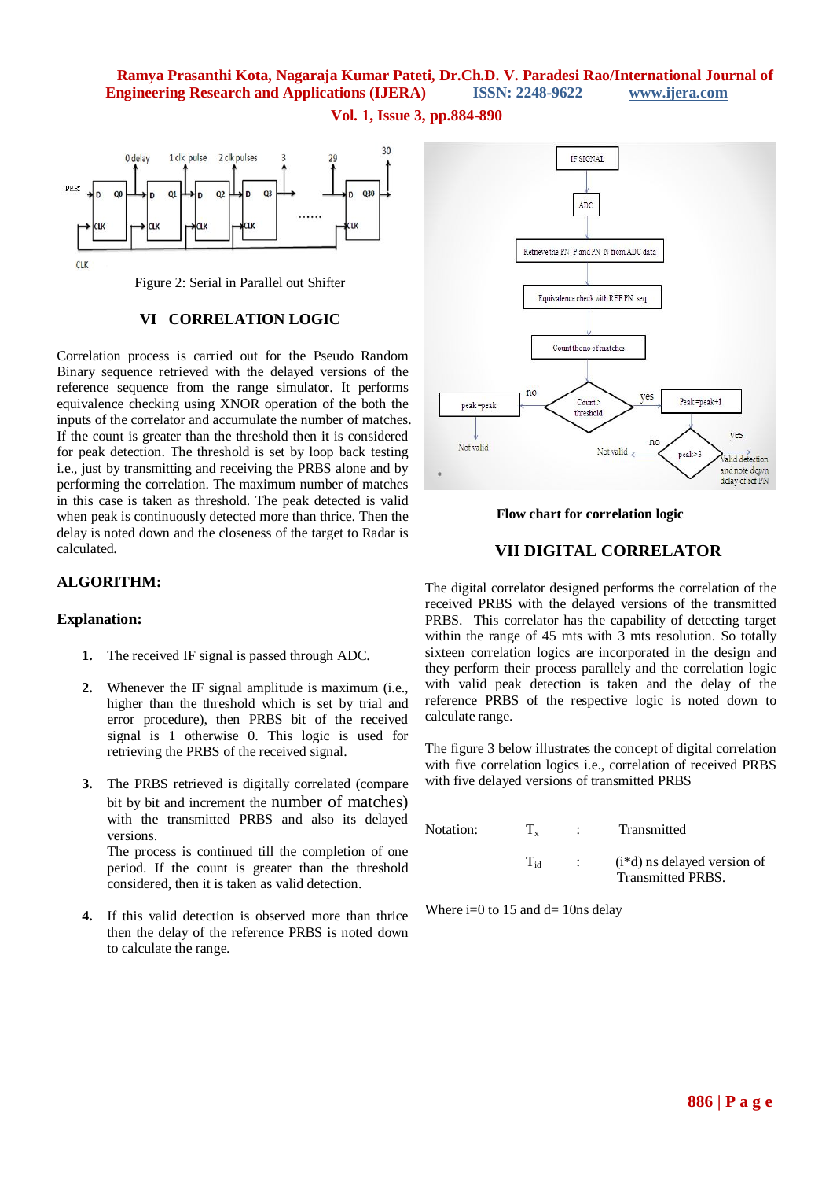Figure 2: Serial in Parallel out Shifter

## VI CORRELATION LOGIC

Correlation process is carried out for the Pseudo Random Binary sequence retrieved with the delayed versions of the reference sequence from the range simulator. It performs equivalence checking using XNOR operation of the both the inputs of the correlator and accumulate the number of matches. If the count is greater than the threshold then it is considered for peak detection. The threshold is set by loop back testing i.e., just by transmitting and receiving the PRBS alone and by performing the correlation. The maximum number of matches in this case is taken as threshold. The peak detected is valid when peak is continuously detected more than thrice. Then the delay is noted down and the closeness of the target to Radar is calculated.

### ALGORITHM:

### Explanation:

1. The received IF signal is passed through ADC.
2. Whenever the IF signal amplitude is maximum (i.e., higher than the threshold which is set by trial and error procedure), then PRBS bit of the received signal is 1 otherwise 0. This logic is used for retrieving the PRBS of the received signal.
3. The PRBS retrieved is digitally correlated (compare bit by bit and increment the number of matches) with the transmitted PRBS and also its delayed versions.
   The process is continued till the completion of one period. If the count is greater than the threshold considered, then it is taken as valid detection.
4. If this valid detection is observed more than thrice then the delay of the reference PRBS is noted down to calculate the range.

**Flow chart for correlation logic**

## VII DIGITAL CORRELATOR

The digital correlator designed performs the correlation of the received PRBS with the delayed versions of the transmitted PRBS. This correlator has the capability of detecting target within the range of 45 mts with 3 mts resolution. So totally sixteen correlation logics are incorporated in the design and they perform their process parallely and the correlation logic with valid peak detection is taken and the delay of the reference PRBS of the respective logic is noted down to calculate range.

The figure 3 below illustrates the concept of digital correlation with five correlation logics i.e., correlation of received PRBS with five delayed versions of transmitted PRBS

Notation: $T_x$ : Transmitted

$T_{id}$ : (i*d) ns delayed version of Transmitted PRBS.

Where i=0 to 15 and d= 10ns delay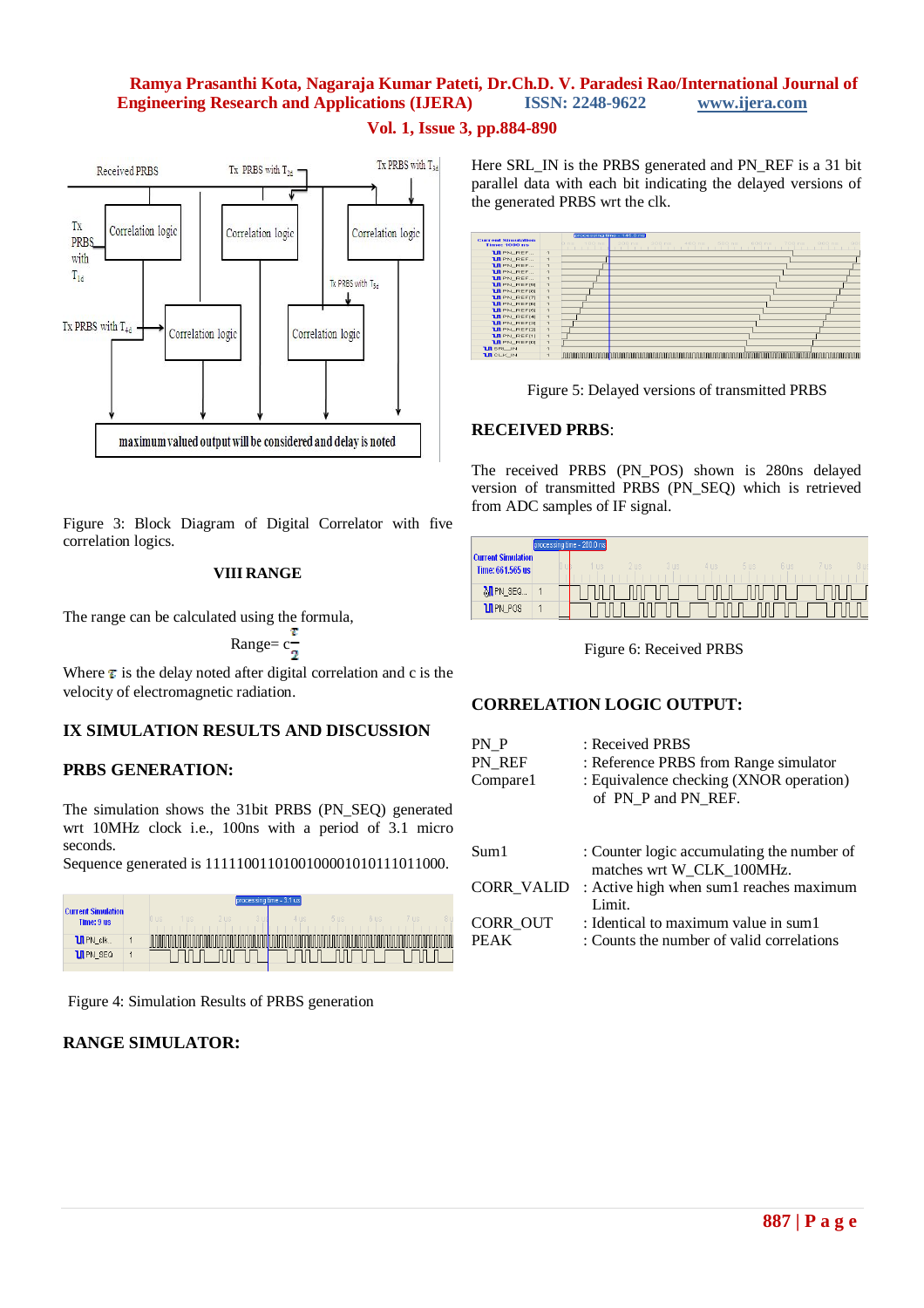Figure 3: Block Diagram of Digital Correlator with five correlation logics.

### VIII RANGE

The range can be calculated using the formula,

$$\text{Range} = c\frac{\tau}{2}$$

Where $\tau$ is the delay noted after digital correlation and c is the velocity of electromagnetic radiation.

## IX SIMULATION RESULTS AND DISCUSSION

### PRBS GENERATION:

The simulation shows the 31bit PRBS (PN_SEQ) generated wrt 10MHz clock i.e., 100ns with a period of 3.1 micro seconds.
Sequence generated is 1111100110100100001010111011000.

Figure 4: Simulation Results of PRBS generation

### RANGE SIMULATOR:

Here SRL_IN is the PRBS generated and PN_REF is a 31 bit parallel data with each bit indicating the delayed versions of the generated PRBS wrt the clk.

Figure 5: Delayed versions of transmitted PRBS

### RECEIVED PRBS:

The received PRBS (PN_POS) shown is 280ns delayed version of transmitted PRBS (PN_SEQ) which is retrieved from ADC samples of IF signal.

Figure 6: Received PRBS

### CORRELATION LOGIC OUTPUT:

PN_P : Received PRBS
PN_REF : Reference PRBS from Range simulator
Compare1 : Equivalence checking (XNOR operation) of PN_P and PN_REF.

Sum1 : Counter logic accumulating the number of matches wrt W_CLK_100MHz.
CORR_VALID : Active high when sum1 reaches maximum Limit.
CORR_OUT : Identical to maximum value in sum1
PEAK : Counts the number of valid correlations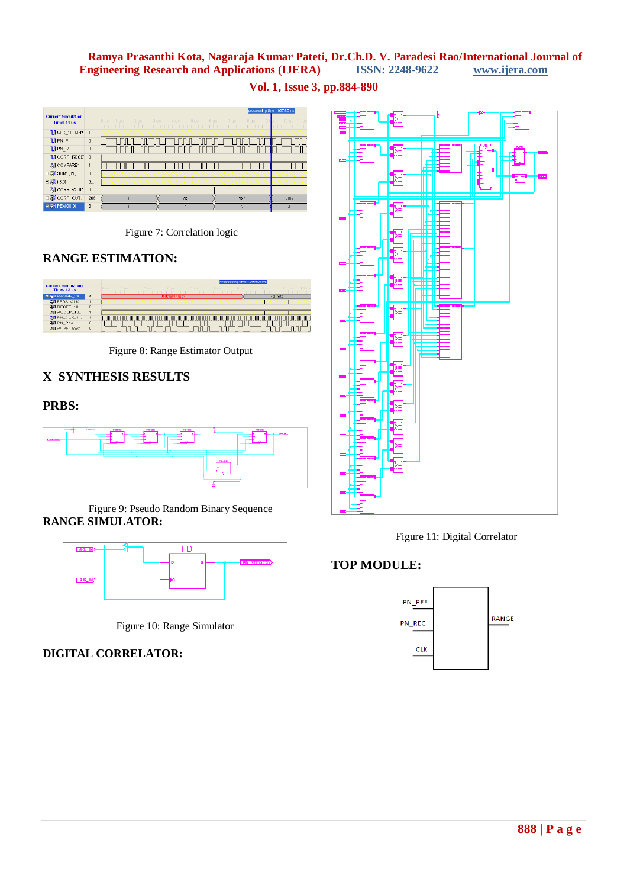Figure 7: Correlation logic

## RANGE ESTIMATION:

Figure 8: Range Estimator Output

## X SYNTHESIS RESULTS

## PRBS:

Figure 9: Pseudo Random Binary Sequence

## RANGE SIMULATOR:

Figure 10: Range Simulator

## DIGITAL CORRELATOR:

Figure 11: Digital Correlator

## TOP MODULE: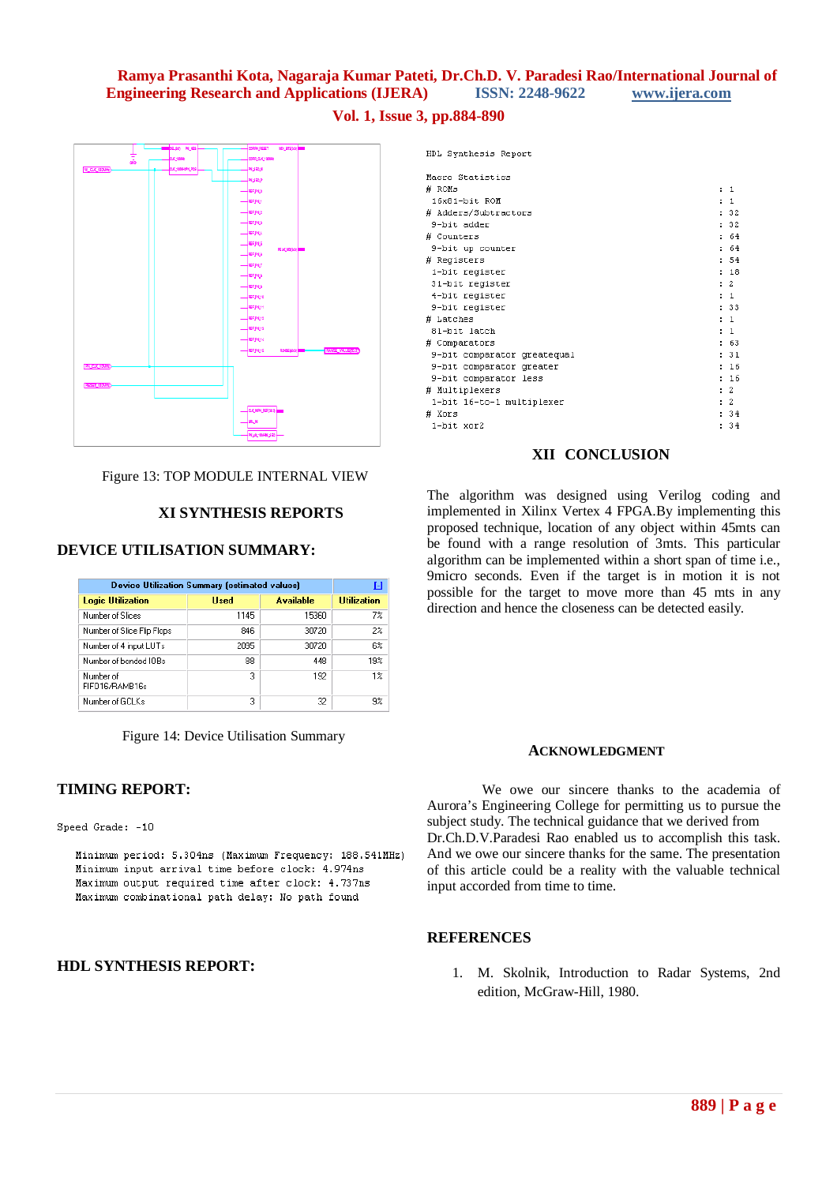Figure 13: TOP MODULE INTERNAL VIEW

## XI SYNTHESIS REPORTS

### DEVICE UTILISATION SUMMARY:

| Device Utilization Summary (estimated values) | | | |
|---|---|---|---|
| Logic Utilization | Used | Available | Utilization |
| Number of Slices | 1145 | 15360 | 7% |
| Number of Slice Flip Flops | 846 | 30720 | 2% |
| Number of 4 input LUTs | 2095 | 30720 | 6% |
| Number of bonded IOBs | 88 | 448 | 19% |
| Number of FIFO16/RAMB16s | 3 | 192 | 1% |
| Number of GCLKs | 3 | 32 | 9% |

Figure 14: Device Utilisation Summary

### TIMING REPORT:

```
Speed Grade: -10

   Minimum period: 5.304ns (Maximum Frequency: 188.541MHz)
   Minimum input arrival time before clock: 4.974ns
   Maximum output required time after clock: 4.737ns
   Maximum combinational path delay: No path found
```

### HDL SYNTHESIS REPORT:

```
HDL Synthesis Report

Macro Statistics
# ROMs                                   : 1
 16x81-bit ROM                           : 1
# Adders/Subtractors                     : 32
 9-bit adder                             : 32
# Counters                               : 64
 9-bit up counter                        : 64
# Registers                              : 54
 1-bit register                          : 18
 31-bit register                         : 2
 4-bit register                          : 1
 9-bit register                          : 33
# Latches                                : 1
 81-bit latch                            : 1
# Comparators                            : 63
 9-bit comparator greatequal             : 31
 9-bit comparator greater                : 16
 9-bit comparator less                   : 16
# Multiplexers                           : 2
 1-bit 16-to-1 multiplexer               : 2
# Xors                                   : 34
 1-bit xor2                              : 34
```

## XII CONCLUSION

The algorithm was designed using Verilog coding and implemented in Xilinx Vertex 4 FPGA.By implementing this proposed technique, location of any object within 45mts can be found with a range resolution of 3mts. This particular algorithm can be implemented within a short span of time i.e., 9micro seconds. Even if the target is in motion it is not possible for the target to move more than 45 mts in any direction and hence the closeness can be detected easily.

## ACKNOWLEDGMENT

We owe our sincere thanks to the academia of Aurora's Engineering College for permitting us to pursue the subject study. The technical guidance that we derived from Dr.Ch.D.V.Paradesi Rao enabled us to accomplish this task. And we owe our sincere thanks for the same. The presentation of this article could be a reality with the valuable technical input accorded from time to time.

## REFERENCES

1. M. Skolnik, Introduction to Radar Systems, 2nd edition, McGraw-Hill, 1980.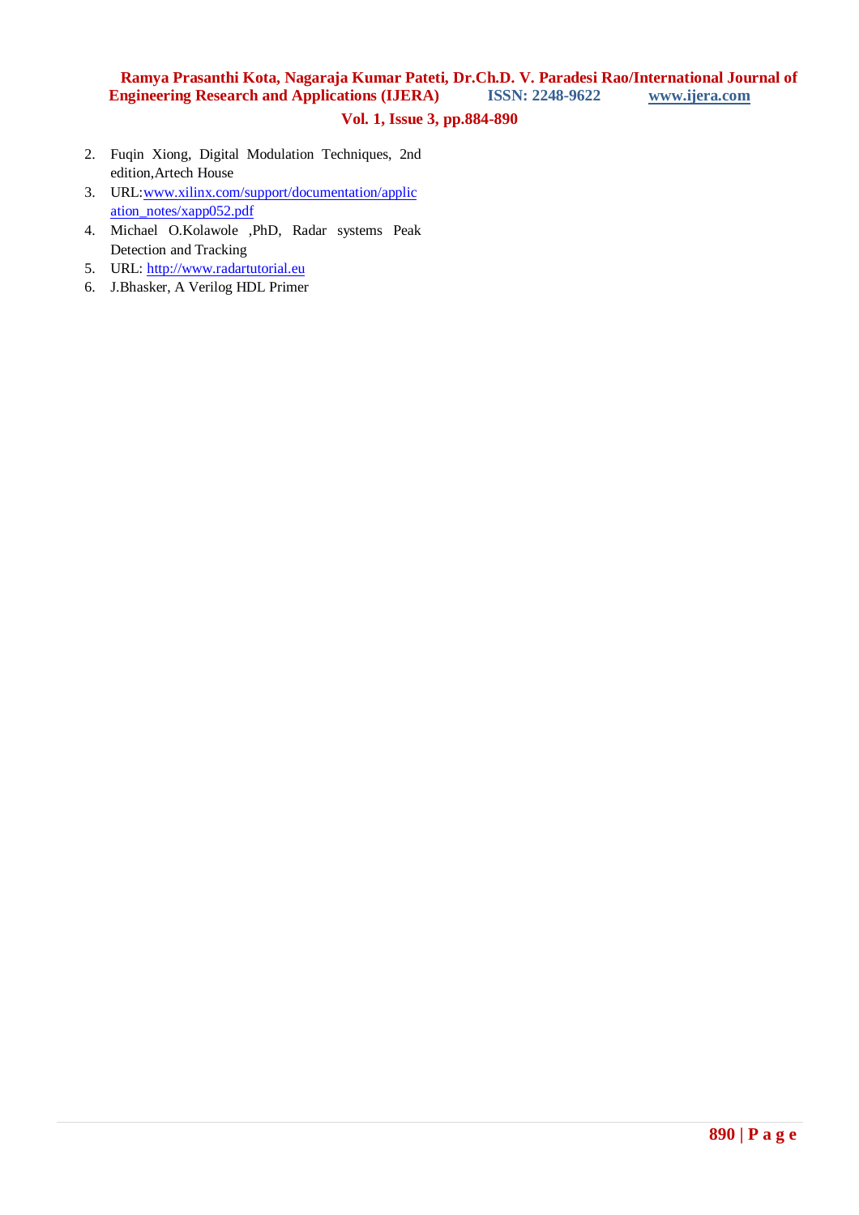2. Fuqin Xiong, Digital Modulation Techniques, 2nd edition,Artech House
3. URL:www.xilinx.com/support/documentation/application_notes/xapp052.pdf
4. Michael O.Kolawole ,PhD, Radar systems Peak Detection and Tracking
5. URL: http://www.radartutorial.eu
6. J.Bhasker, A Verilog HDL Primer